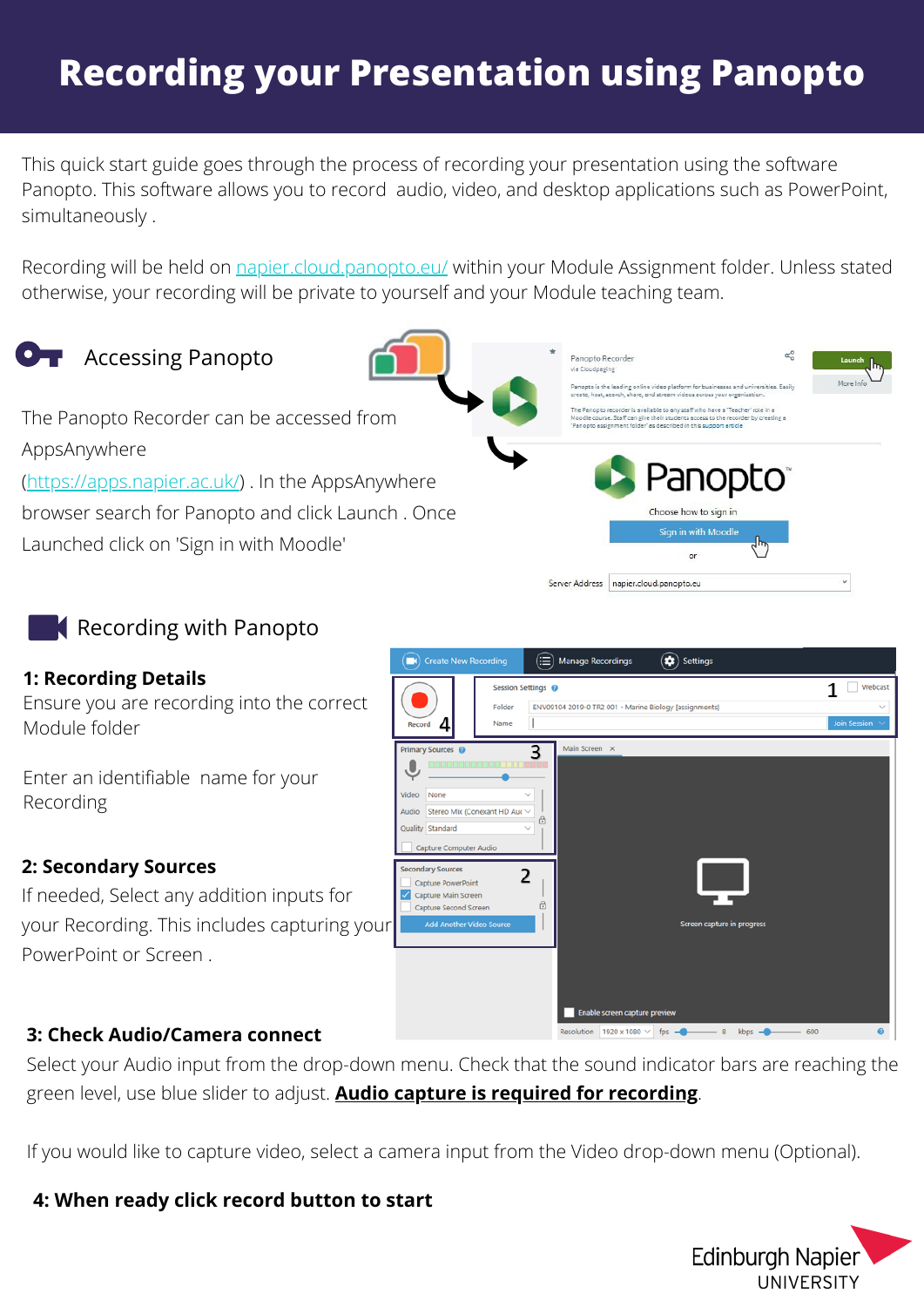# Recording your Presentation using Panopto

This quick start guide goes through the process of recording your presentation using the software Panopto. This software allows you to record audio, video, and desktop applications such as PowerPoint, simultaneously .

Recording will be held on [napier.cloud.panopto.eu/](napier.cloud.panopto.eu/) within your Module Assignment folder. Unless stated otherwise, your recording will be private to yourself and your Module teaching team.

## Accessing Panopto

The Panopto Recorder can be accessed from AppsAnywhere ([https://apps.napier.ac.uk/](https://apps.napier.ac.uk/)) . In the AppsAnywhere browser search for Panopto and click Launch . Once Launched click on 'Sign in with Moodle'

## Recording with Panopto

**1: Recording Details**

Ensure you are recording into the correct Module folder

Enter an identifiable name for your Recording

**2: Secondary Sources**

If needed, Select any addition inputs for your Recording. This includes capturing your PowerPoint or Screen .

**3: Check Audio/Camera connect**

Select your Audio input from the drop-down menu. Check that the sound indicator bars are reaching the green level, use blue slider to adjust. **Audio capture is required for recording**.

If you would like to capture video, select a camera input from the Video drop-down menu (Optional).

**4: When ready click record button to start**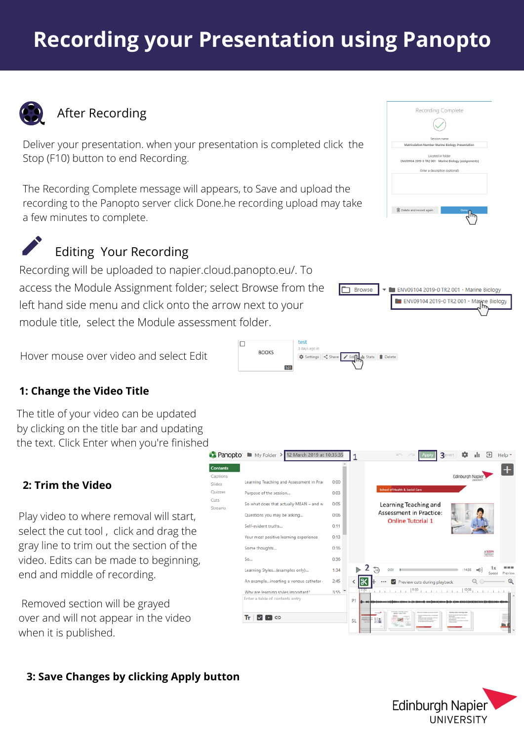# Recording your Presentation using Panopto

## After Recording

Deliver your presentation. when your presentation is completed click the Stop (F10) button to end Recording.

The Recording Complete message will appears, to Save and upload the recording to the Panopto server click Done.he recording upload may take a few minutes to complete.

## Editing Your Recording

Recording will be uploaded to napier.cloud.panopto.eu/. To access the Module Assignment folder; select Browse from the left hand side menu and click onto the arrow next to your module title, select the Module assessment folder.

Hover mouse over video and select Edit

### 1: Change the Video Title

The title of your video can be updated by clicking on the title bar and updating the text. Click Enter when you're finished

### 2: Trim the Video

Play video to where removal will start, select the cut tool , click and drag the gray line to trim out the section of the video. Edits can be made to beginning, end and middle of recording.

Removed section will be grayed over and will not appear in the video when it is published.

### 3: Save Changes by clicking Apply button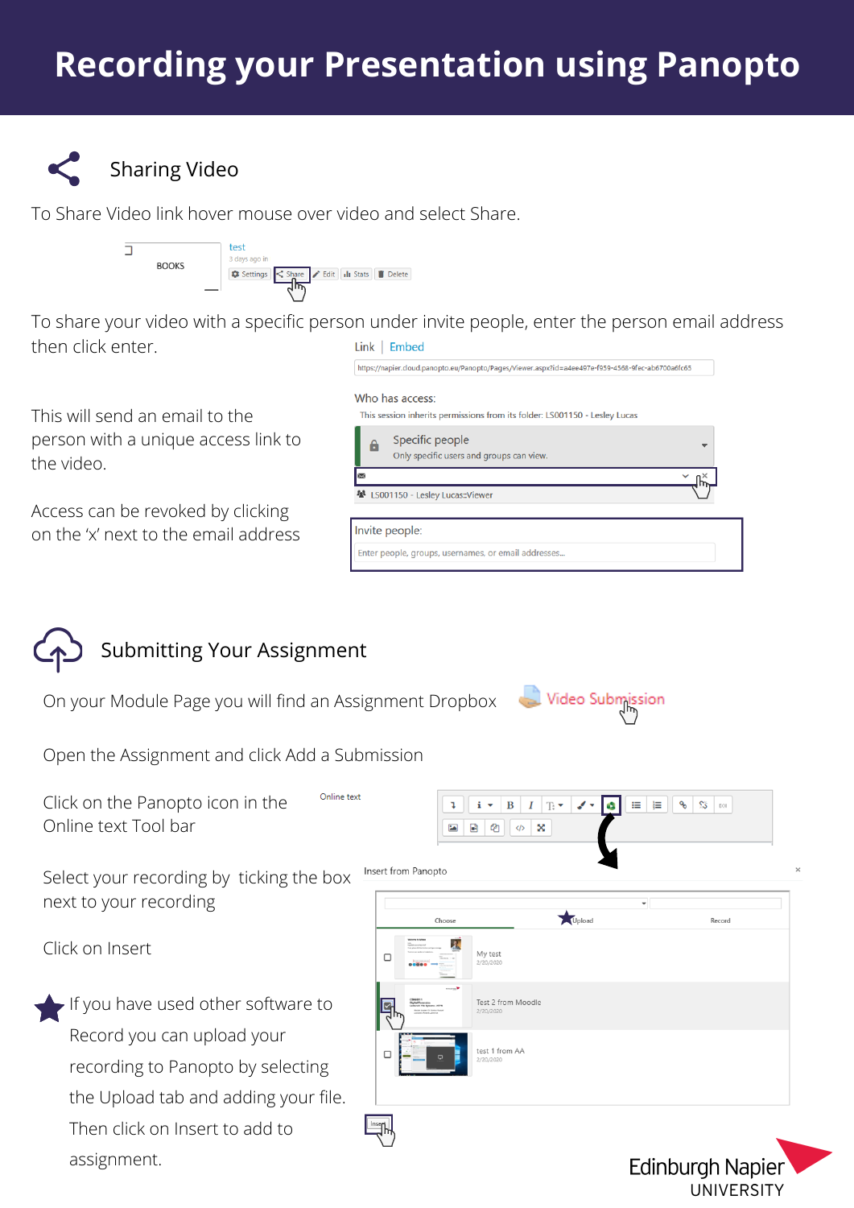# Recording your Presentation using Panopto

## Sharing Video

To Share Video link hover mouse over video and select Share.

To share your video with a specific person under invite people, enter the person email address then click enter.

This will send an email to the person with a unique access link to the video.

Access can be revoked by clicking on the 'x' next to the email address

## Submitting Your Assignment

On your Module Page you will find an Assignment Dropbox

Open the Assignment and click Add a Submission

Click on the Panopto icon in the Online text Tool bar

Select your recording by ticking the box next to your recording

Click on Insert

If you have used other software to Record you can upload your recording to Panopto by selecting the Upload tab and adding your file. Then click on Insert to add to assignment.

Edinburgh Napier UNIVERSITY